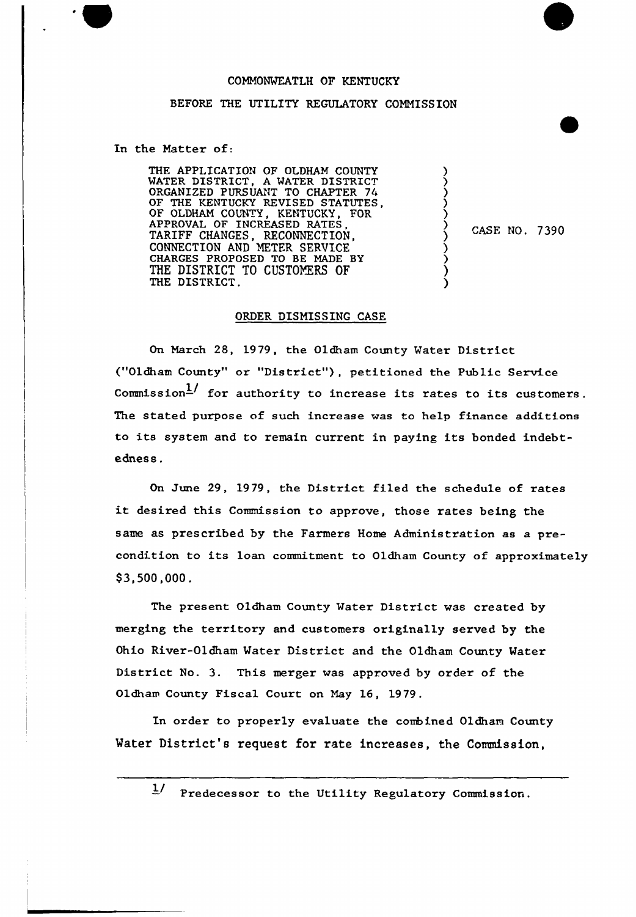COMMONWEATLH OF KENTUCKY

BEFORE THE UTILITY REGULATORY COMMISSION

In the Matter of:

| | | |
|---|---|---|
| THE APPLICATION OF OLDHAM COUNTY WATER DISTRICT, A WATER DISTRICT ORGANIZED PURSUANT TO CHAPTER 74 OF THE KENTUCKY REVISED STATUTES, OF OLDHAM COUNTY, KENTUCKY, FOR APPROVAL OF INCREASED RATES, TARIFF CHANGES, RECONNECTION, CONNECTION AND METER SERVICE CHARGES PROPOSED TO BE MADE BY THE DISTRICT TO CUSTOMERS OF THE DISTRICT. | ) | CASE NO. 7390 |

ORDER DISMISSING CASE

On March 28, 1979, the Oldham County Water District ("Oldham County" or "District"), petitioned the Public Service Commission[1] for authority to increase its rates to its customers. The stated purpose of such increase was to help finance additions to its system and to remain current in paying its bonded indebtedness.

On June 29, 1979, the District filed the schedule of rates it desired this Commission to approve, those rates being the same as prescribed by the Farmers Home Administration as a precondition to its loan commitment to Oldham County of approximately $3,500,000.

The present Oldham County Water District was created by merging the territory and customers originally served by the Ohio River-Oldham Water District and the Oldham County Water District No. 3. This merger was approved by order of the Oldham County Fiscal Court on May 16, 1979.

In order to properly evaluate the combined Oldham County Water District's request for rate increases, the Commission,

---

[1] Predecessor to the Utility Regulatory Commission.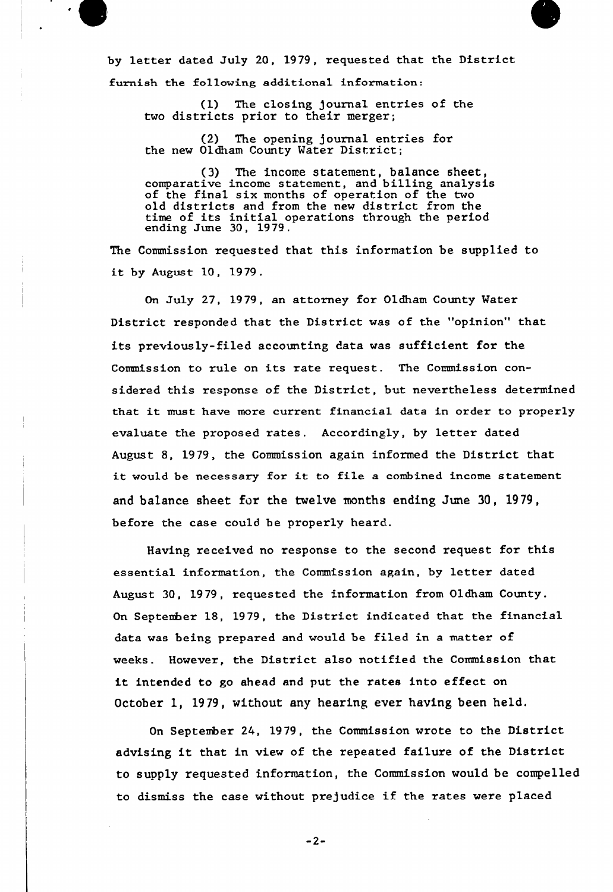by letter dated July 20, 1979, requested that the District furnish the following additional information:

> (1) The closing journal entries of the two districts prior to their merger;
>
> (2) The opening journal entries for the new Oldham County Water District;
>
> (3) The income statement, balance sheet, comparative income statement, and billing analysis of the final six months of operation of the two old districts and from the new district from the time of its initial operations through the period ending June 30, 1979.

The Commission requested that this information be supplied to it by August 10, 1979.

On July 27, 1979, an attorney for Oldham County Water District responded that the District was of the "opinion" that its previously-filed accounting data was sufficient for the Commission to rule on its rate request. The Commission considered this response of the District, but nevertheless determined that it must have more current financial data in order to properly evaluate the proposed rates. Accordingly, by letter dated August 8, 1979, the Commission again informed the District that it would be necessary for it to file a combined income statement and balance sheet for the twelve months ending June 30, 1979, before the case could be properly heard.

Having received no response to the second request for this essential information, the Commission again, by letter dated August 30, 1979, requested the information from Oldham County. On September 18, 1979, the District indicated that the financial data was being prepared and would be filed in a matter of weeks. However, the District also notified the Commission that it intended to go ahead and put the rates into effect on October 1, 1979, without any hearing ever having been held.

On September 24, 1979, the Commission wrote to the District advising it that in view of the repeated failure of the District to supply requested information, the Commission would be compelled to dismiss the case without prejudice if the rates were placed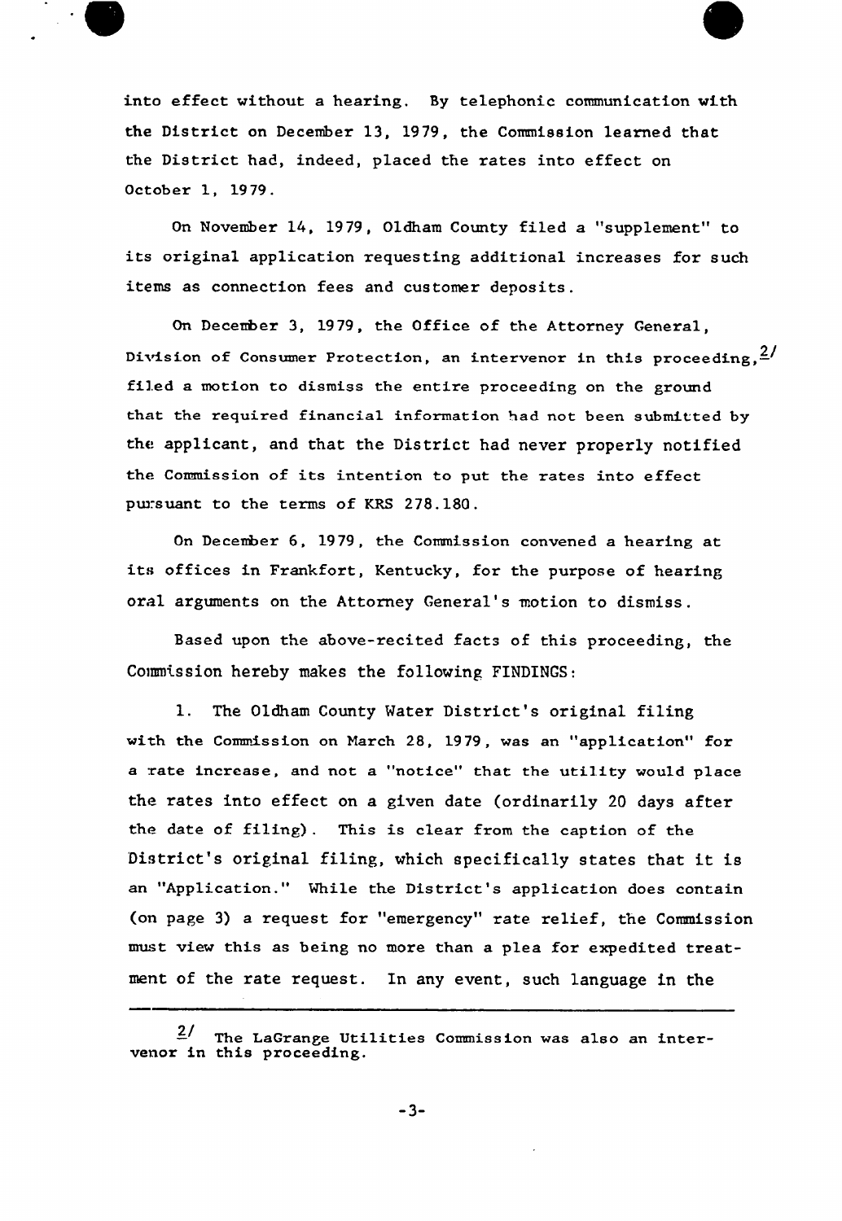into effect without a hearing. By telephonic communication with the District on December 13, 1979, the Commission learned that the District had, indeed, placed the rates into effect on October 1, 1979.

On November 14, 1979, Oldham County filed a "supplement" to its original application requesting additional increases for such items as connection fees and customer deposits.

On December 3, 1979, the Office of the Attorney General, Division of Consumer Protection, an intervenor in this proceeding,[2/] filed a motion to dismiss the entire proceeding on the ground that the required financial information had not been submitted by the applicant, and that the District had never properly notified the Commission of its intention to put the rates into effect pursuant to the terms of KRS 278.180.

On December 6, 1979, the Commission convened a hearing at its offices in Frankfort, Kentucky, for the purpose of hearing oral arguments on the Attorney General's motion to dismiss.

Based upon the above-recited facts of this proceeding, the Commission hereby makes the following FINDINGS:

1. The Oldham County Water District's original filing with the Commission on March 28, 1979, was an "application" for a rate increase, and not a "notice" that the utility would place the rates into effect on a given date (ordinarily 20 days after the date of filing). This is clear from the caption of the District's original filing, which specifically states that it is an "Application." While the District's application does contain (on page 3) a request for "emergency" rate relief, the Commission must view this as being no more than a plea for expedited treatment of the rate request. In any event, such language in the

---

2/ The LaGrange Utilities Commission was also an intervenor in this proceeding.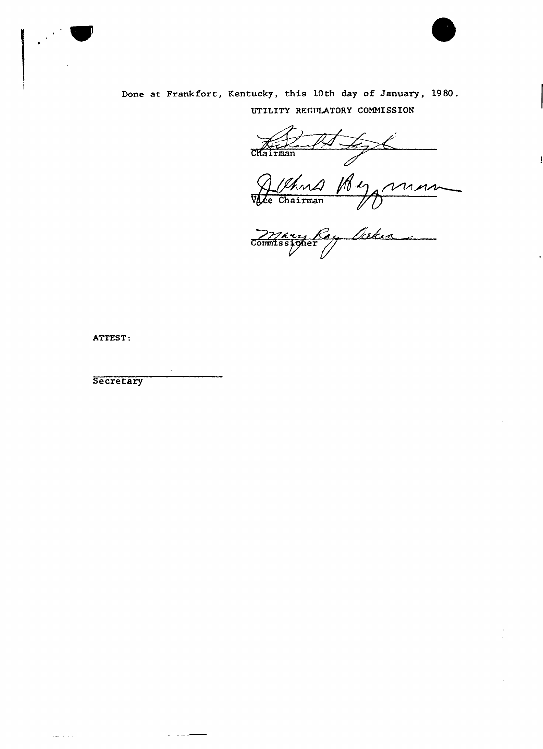Done at Frankfort, Kentucky, this 10th day of January, 1980.

UTILITY REGULATORY COMMISSION

Chairman

Vice Chairman

Commissioner

ATTEST:

Secretary